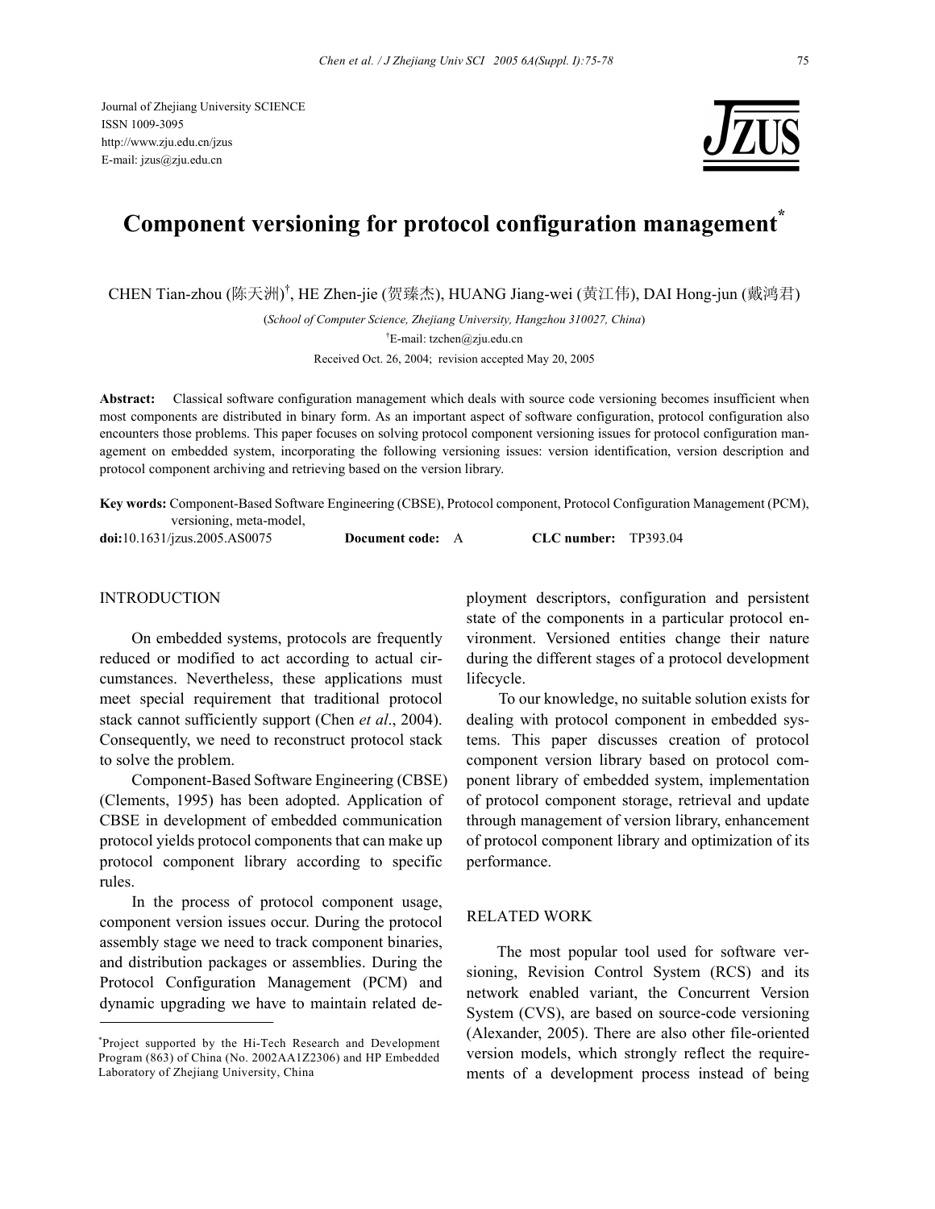Journal of Zhejiang University SCIENCE
ISSN 1009-3095
http://www.zju.edu.cn/jzus
E-mail: jzus@zju.edu.cn

# Component versioning for protocol configuration management*

CHEN Tian-zhou (陈天洲)†, HE Zhen-jie (贺臻杰), HUANG Jiang-wei (黄江伟), DAI Hong-jun (戴鸿君)

(*School of Computer Science, Zhejiang University, Hangzhou 310027, China*)

†E-mail: tzchen@zju.edu.cn

Received Oct. 26, 2004; revision accepted May 20, 2005

**Abstract:** Classical software configuration management which deals with source code versioning becomes insufficient when most components are distributed in binary form. As an important aspect of software configuration, protocol configuration also encounters those problems. This paper focuses on solving protocol component versioning issues for protocol configuration management on embedded system, incorporating the following versioning issues: version identification, version description and protocol component archiving and retrieving based on the version library.

**Key words:** Component-Based Software Engineering (CBSE), Protocol component, Protocol Configuration Management (PCM), versioning, meta-model,

**doi:**10.1631/jzus.2005.AS0075 **Document code:** A **CLC number:** TP393.04

## INTRODUCTION

On embedded systems, protocols are frequently reduced or modified to act according to actual circumstances. Nevertheless, these applications must meet special requirement that traditional protocol stack cannot sufficiently support (Chen *et al*., 2004). Consequently, we need to reconstruct protocol stack to solve the problem.

Component-Based Software Engineering (CBSE) (Clements, 1995) has been adopted. Application of CBSE in development of embedded communication protocol yields protocol components that can make up protocol component library according to specific rules.

In the process of protocol component usage, component version issues occur. During the protocol assembly stage we need to track component binaries, and distribution packages or assemblies. During the Protocol Configuration Management (PCM) and dynamic upgrading we have to maintain related deployment descriptors, configuration and persistent state of the components in a particular protocol environment. Versioned entities change their nature during the different stages of a protocol development lifecycle.

To our knowledge, no suitable solution exists for dealing with protocol component in embedded systems. This paper discusses creation of protocol component version library based on protocol component library of embedded system, implementation of protocol component storage, retrieval and update through management of version library, enhancement of protocol component library and optimization of its performance.

## RELATED WORK

The most popular tool used for software versioning, Revision Control System (RCS) and its network enabled variant, the Concurrent Version System (CVS), are based on source-code versioning (Alexander, 2005). There are also other file-oriented version models, which strongly reflect the requirements of a development process instead of being

---

*Project supported by the Hi-Tech Research and Development Program (863) of China (No. 2002AA1Z2306) and HP Embedded Laboratory of Zhejiang University, China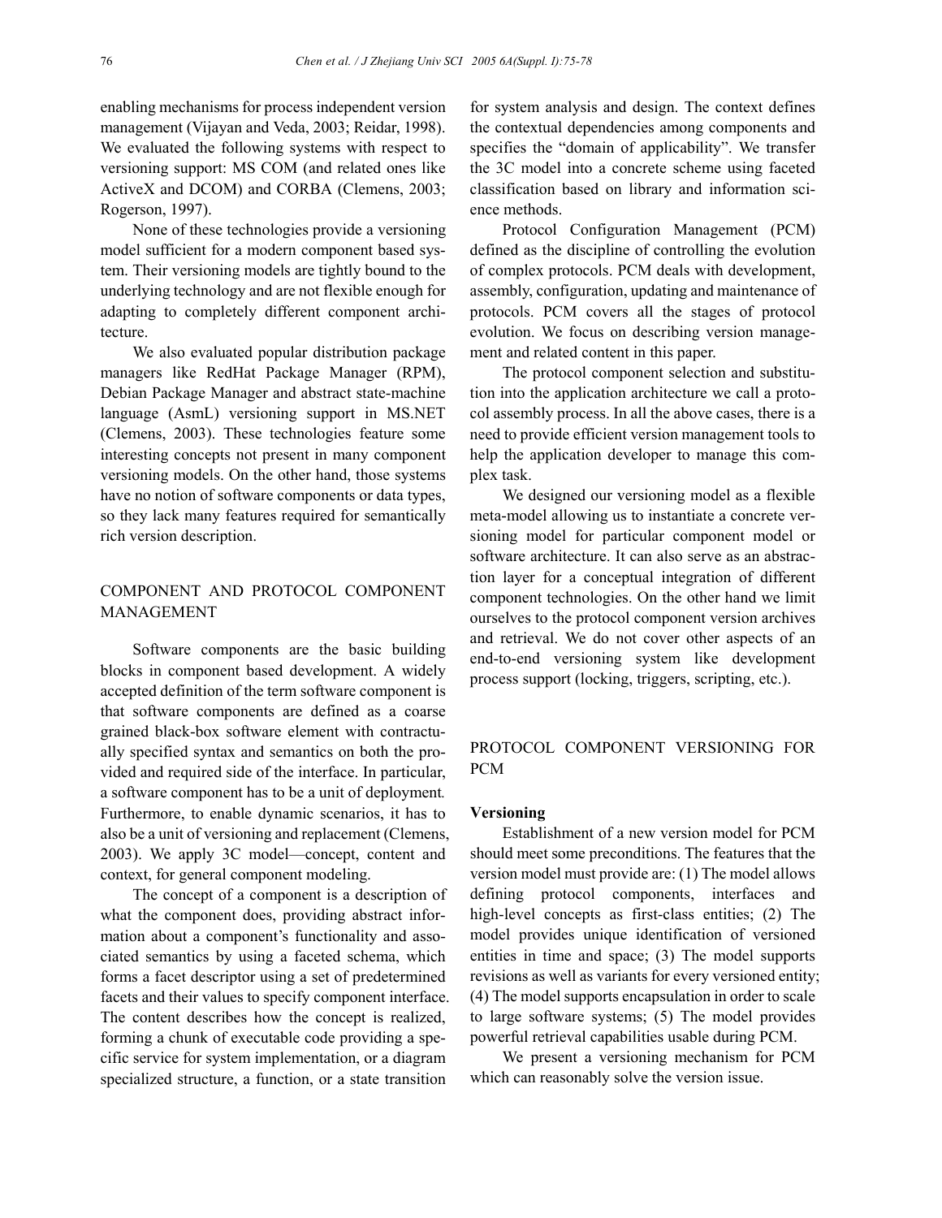enabling mechanisms for process independent version management (Vijayan and Veda, 2003; Reidar, 1998). We evaluated the following systems with respect to versioning support: MS COM (and related ones like ActiveX and DCOM) and CORBA (Clemens, 2003; Rogerson, 1997).

None of these technologies provide a versioning model sufficient for a modern component based system. Their versioning models are tightly bound to the underlying technology and are not flexible enough for adapting to completely different component architecture.

We also evaluated popular distribution package managers like RedHat Package Manager (RPM), Debian Package Manager and abstract state-machine language (AsmL) versioning support in MS.NET (Clemens, 2003). These technologies feature some interesting concepts not present in many component versioning models. On the other hand, those systems have no notion of software components or data types, so they lack many features required for semantically rich version description.

## COMPONENT AND PROTOCOL COMPONENT MANAGEMENT

Software components are the basic building blocks in component based development. A widely accepted definition of the term software component is that software components are defined as a coarse grained black-box software element with contractually specified syntax and semantics on both the provided and required side of the interface. In particular, a software component has to be a unit of deployment. Furthermore, to enable dynamic scenarios, it has to also be a unit of versioning and replacement (Clemens, 2003). We apply 3C model—concept, content and context, for general component modeling.

The concept of a component is a description of what the component does, providing abstract information about a component's functionality and associated semantics by using a faceted schema, which forms a facet descriptor using a set of predetermined facets and their values to specify component interface. The content describes how the concept is realized, forming a chunk of executable code providing a specific service for system implementation, or a diagram specialized structure, a function, or a state transition for system analysis and design. The context defines the contextual dependencies among components and specifies the "domain of applicability". We transfer the 3C model into a concrete scheme using faceted classification based on library and information science methods.

Protocol Configuration Management (PCM) defined as the discipline of controlling the evolution of complex protocols. PCM deals with development, assembly, configuration, updating and maintenance of protocols. PCM covers all the stages of protocol evolution. We focus on describing version management and related content in this paper.

The protocol component selection and substitution into the application architecture we call a protocol assembly process. In all the above cases, there is a need to provide efficient version management tools to help the application developer to manage this complex task.

We designed our versioning model as a flexible meta-model allowing us to instantiate a concrete versioning model for particular component model or software architecture. It can also serve as an abstraction layer for a conceptual integration of different component technologies. On the other hand we limit ourselves to the protocol component version archives and retrieval. We do not cover other aspects of an end-to-end versioning system like development process support (locking, triggers, scripting, etc.).

## PROTOCOL COMPONENT VERSIONING FOR PCM

### Versioning

Establishment of a new version model for PCM should meet some preconditions. The features that the version model must provide are: (1) The model allows defining protocol components, interfaces and high-level concepts as first-class entities; (2) The model provides unique identification of versioned entities in time and space; (3) The model supports revisions as well as variants for every versioned entity; (4) The model supports encapsulation in order to scale to large software systems; (5) The model provides powerful retrieval capabilities usable during PCM.

We present a versioning mechanism for PCM which can reasonably solve the version issue.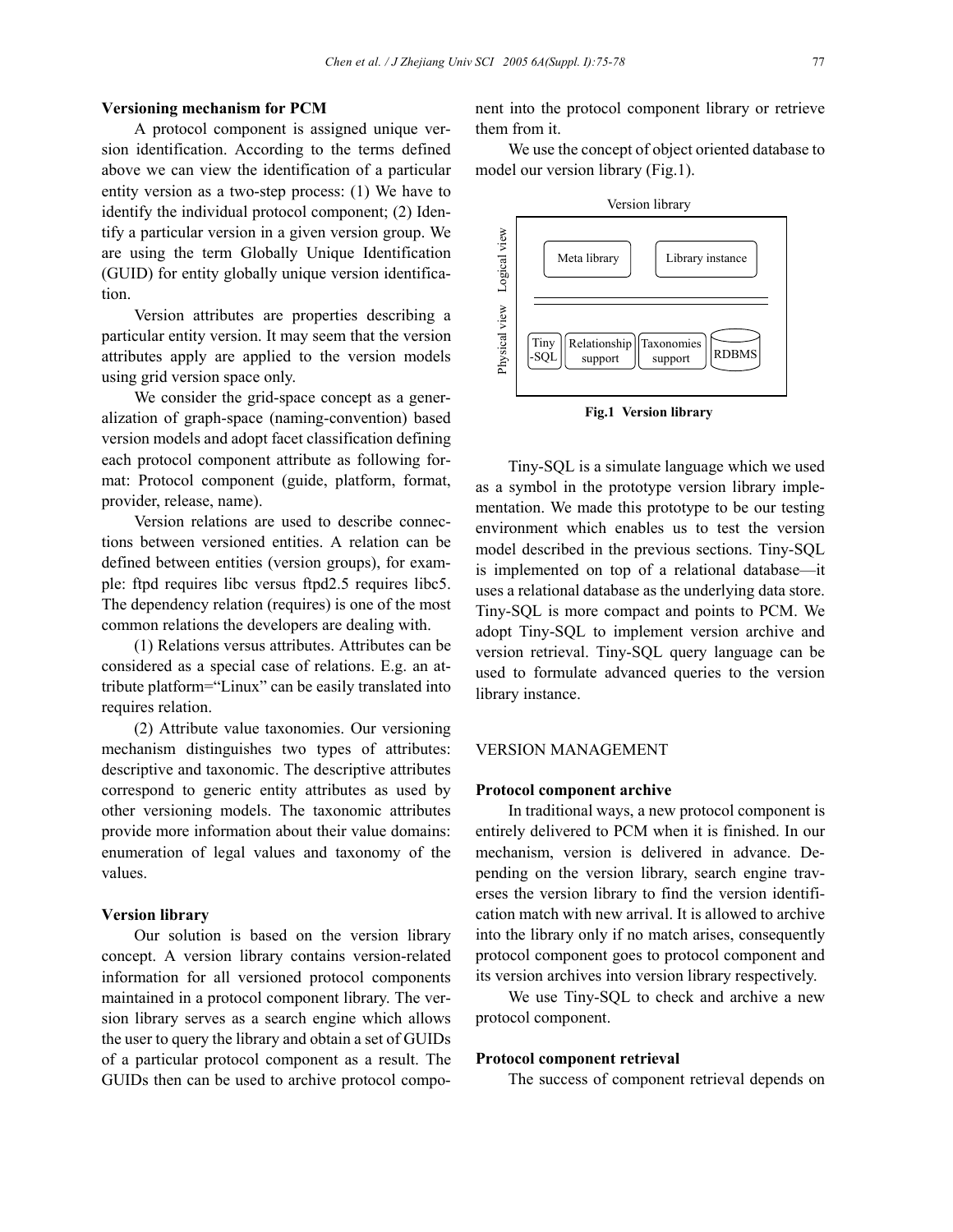### Versioning mechanism for PCM

A protocol component is assigned unique version identification. According to the terms defined above we can view the identification of a particular entity version as a two-step process: (1) We have to identify the individual protocol component; (2) Identify a particular version in a given version group. We are using the term Globally Unique Identification (GUID) for entity globally unique version identification.

Version attributes are properties describing a particular entity version. It may seem that the version attributes apply are applied to the version models using grid version space only.

We consider the grid-space concept as a generalization of graph-space (naming-convention) based version models and adopt facet classification defining each protocol component attribute as following format: Protocol component (guide, platform, format, provider, release, name).

Version relations are used to describe connections between versioned entities. A relation can be defined between entities (version groups), for example: ftpd requires libc versus ftpd2.5 requires libc5. The dependency relation (requires) is one of the most common relations the developers are dealing with.

(1) Relations versus attributes. Attributes can be considered as a special case of relations. E.g. an attribute platform="Linux" can be easily translated into requires relation.

(2) Attribute value taxonomies. Our versioning mechanism distinguishes two types of attributes: descriptive and taxonomic. The descriptive attributes correspond to generic entity attributes as used by other versioning models. The taxonomic attributes provide more information about their value domains: enumeration of legal values and taxonomy of the values.

### Version library

Our solution is based on the version library concept. A version library contains version-related information for all versioned protocol components maintained in a protocol component library. The version library serves as a search engine which allows the user to query the library and obtain a set of GUIDs of a particular protocol component as a result. The GUIDs then can be used to archive protocol component into the protocol component library or retrieve them from it.

We use the concept of object oriented database to model our version library (Fig.1).

Version library

Logical view

Meta library

Library instance

Physical view

Tiny -SQL

Relationship support

Taxonomies support

RDBMS

**Fig.1 Version library**

Tiny-SQL is a simulate language which we used as a symbol in the prototype version library implementation. We made this prototype to be our testing environment which enables us to test the version model described in the previous sections. Tiny-SQL is implemented on top of a relational database—it uses a relational database as the underlying data store. Tiny-SQL is more compact and points to PCM. We adopt Tiny-SQL to implement version archive and version retrieval. Tiny-SQL query language can be used to formulate advanced queries to the version library instance.

## VERSION MANAGEMENT

### Protocol component archive

In traditional ways, a new protocol component is entirely delivered to PCM when it is finished. In our mechanism, version is delivered in advance. Depending on the version library, search engine traverses the version library to find the version identification match with new arrival. It is allowed to archive into the library only if no match arises, consequently protocol component goes to protocol component and its version archives into version library respectively.

We use Tiny-SQL to check and archive a new protocol component.

### Protocol component retrieval

The success of component retrieval depends on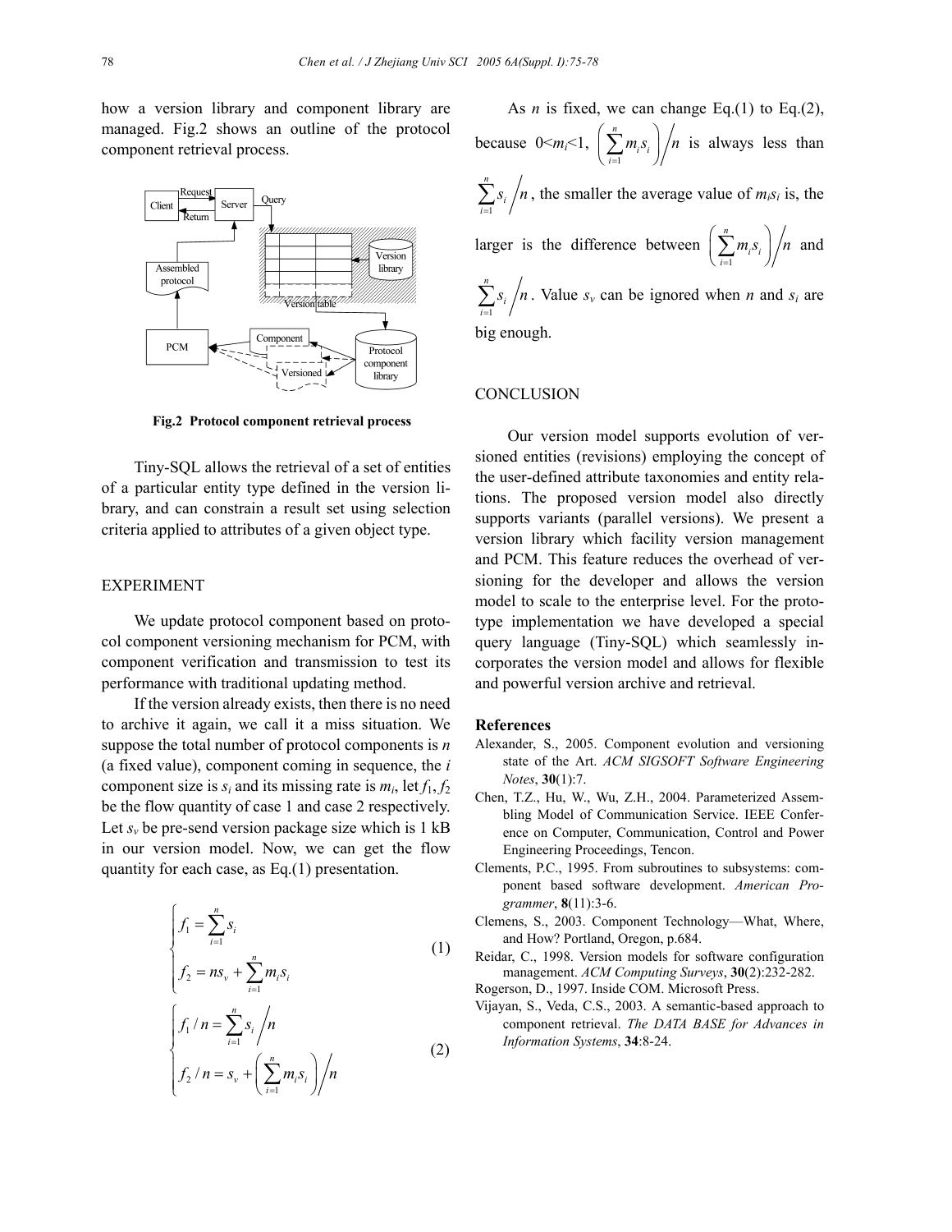how a version library and component library are managed. Fig.2 shows an outline of the protocol component retrieval process.

Client
Request
Return
Server
Query
Version library
Version table
Assembled protocol
PCM
Component
Versioned
Protocol component library

**Fig.2 Protocol component retrieval process**

Tiny-SQL allows the retrieval of a set of entities of a particular entity type defined in the version library, and can constrain a result set using selection criteria applied to attributes of a given object type.

## EXPERIMENT

We update protocol component based on protocol component versioning mechanism for PCM, with component verification and transmission to test its performance with traditional updating method.

If the version already exists, then there is no need to archive it again, we call it a miss situation. We suppose the total number of protocol components is $n$ (a fixed value), component coming in sequence, the $i$ component size is $s_i$ and its missing rate is $m_i$, let $f_1$, $f_2$ be the flow quantity of case 1 and case 2 respectively. Let $s_v$ be pre-send version package size which is 1 kB in our version model. Now, we can get the flow quantity for each case, as Eq.(1) presentation.

$$\begin{cases} f_1 = \sum_{i=1}^{n} s_i \\ f_2 = n s_v + \sum_{i=1}^{n} m_i s_i \end{cases} \tag{1}$$

$$\begin{cases} f_1 / n = \sum_{i=1}^{n} s_i \Big/ n \\ f_2 / n = s_v + \left( \sum_{i=1}^{n} m_i s_i \right) \Big/ n \end{cases} \tag{2}$$

As $n$ is fixed, we can change Eq.(1) to Eq.(2), because $0<m_i<1$, $\left( \sum_{i=1}^{n} m_i s_i \right) \Big/ n$ is always less than $\sum_{i=1}^{n} s_i \Big/ n$, the smaller the average value of $m_i s_i$ is, the larger is the difference between $\left( \sum_{i=1}^{n} m_i s_i \right) \Big/ n$ and $\sum_{i=1}^{n} s_i \Big/ n$. Value $s_v$ can be ignored when $n$ and $s_i$ are big enough.

## CONCLUSION

Our version model supports evolution of versioned entities (revisions) employing the concept of the user-defined attribute taxonomies and entity relations. The proposed version model also directly supports variants (parallel versions). We present a version library which facility version management and PCM. This feature reduces the overhead of versioning for the developer and allows the version model to scale to the enterprise level. For the prototype implementation we have developed a special query language (Tiny-SQL) which seamlessly incorporates the version model and allows for flexible and powerful version archive and retrieval.

## References

Alexander, S., 2005. Component evolution and versioning state of the Art. *ACM SIGSOFT Software Engineering Notes*, **30**(1):7.

Chen, T.Z., Hu, W., Wu, Z.H., 2004. Parameterized Assembling Model of Communication Service. IEEE Conference on Computer, Communication, Control and Power Engineering Proceedings, Tencon.

Clements, P.C., 1995. From subroutines to subsystems: component based software development. *American Programmer*, **8**(11):3-6.

Clemens, S., 2003. Component Technology—What, Where, and How? Portland, Oregon, p.684.

Reidar, C., 1998. Version models for software configuration management. *ACM Computing Surveys*, **30**(2):232-282.

Rogerson, D., 1997. Inside COM. Microsoft Press.

Vijayan, S., Veda, C.S., 2003. A semantic-based approach to component retrieval. *The DATA BASE for Advances in Information Systems*, **34**:8-24.